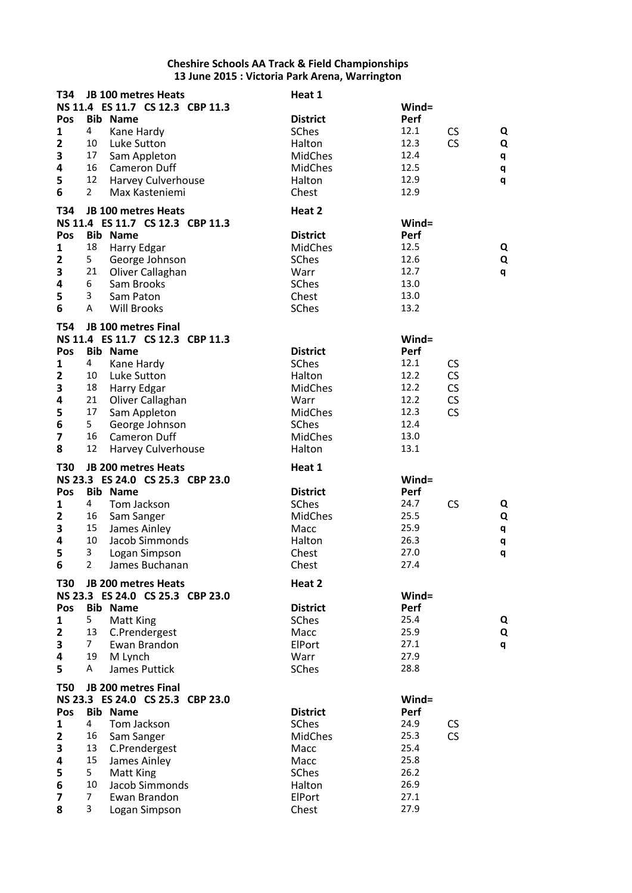**Cheshire Schools AA Track & Field Championships**
**13 June 2015 : Victoria Park Arena, Warrington**

**T34 JB 100 metres Heats** — **Heat 1**
**NS 11.4 ES 11.7 CS 12.3 CBP 11.3** — **Wind=**

| Pos | Bib | Name | District | Perf | | |
|---|---|---|---|---|---|---|
| 1 | 4 | Kane Hardy | SChes | 12.1 | CS | Q |
| 2 | 10 | Luke Sutton | Halton | 12.3 | CS | Q |
| 3 | 17 | Sam Appleton | MidChes | 12.4 | | q |
| 4 | 16 | Cameron Duff | MidChes | 12.5 | | q |
| 5 | 12 | Harvey Culverhouse | Halton | 12.9 | | q |
| 6 | 2 | Max Kasteniemi | Chest | 12.9 | | |

**T34 JB 100 metres Heats** — **Heat 2**
**NS 11.4 ES 11.7 CS 12.3 CBP 11.3** — **Wind=**

| Pos | Bib | Name | District | Perf | | |
|---|---|---|---|---|---|---|
| 1 | 18 | Harry Edgar | MidChes | 12.5 | | Q |
| 2 | 5 | George Johnson | SChes | 12.6 | | Q |
| 3 | 21 | Oliver Callaghan | Warr | 12.7 | | q |
| 4 | 6 | Sam Brooks | SChes | 13.0 | | |
| 5 | 3 | Sam Paton | Chest | 13.0 | | |
| 6 | A | Will Brooks | SChes | 13.2 | | |

**T54 JB 100 metres Final**
**NS 11.4 ES 11.7 CS 12.3 CBP 11.3** — **Wind=**

| Pos | Bib | Name | District | Perf | |
|---|---|---|---|---|---|
| 1 | 4 | Kane Hardy | SChes | 12.1 | CS |
| 2 | 10 | Luke Sutton | Halton | 12.2 | CS |
| 3 | 18 | Harry Edgar | MidChes | 12.2 | CS |
| 4 | 21 | Oliver Callaghan | Warr | 12.2 | CS |
| 5 | 17 | Sam Appleton | MidChes | 12.3 | CS |
| 6 | 5 | George Johnson | SChes | 12.4 | |
| 7 | 16 | Cameron Duff | MidChes | 13.0 | |
| 8 | 12 | Harvey Culverhouse | Halton | 13.1 | |

**T30 JB 200 metres Heats** — **Heat 1**
**NS 23.3 ES 24.0 CS 25.3 CBP 23.0** — **Wind=**

| Pos | Bib | Name | District | Perf | | |
|---|---|---|---|---|---|---|
| 1 | 4 | Tom Jackson | SChes | 24.7 | CS | Q |
| 2 | 16 | Sam Sanger | MidChes | 25.5 | | Q |
| 3 | 15 | James Ainley | Macc | 25.9 | | q |
| 4 | 10 | Jacob Simmonds | Halton | 26.3 | | q |
| 5 | 3 | Logan Simpson | Chest | 27.0 | | q |
| 6 | 2 | James Buchanan | Chest | 27.4 | | |

**T30 JB 200 metres Heats** — **Heat 2**
**NS 23.3 ES 24.0 CS 25.3 CBP 23.0** — **Wind=**

| Pos | Bib | Name | District | Perf | | |
|---|---|---|---|---|---|---|
| 1 | 5 | Matt King | SChes | 25.4 | | Q |
| 2 | 13 | C.Prendergest | Macc | 25.9 | | Q |
| 3 | 7 | Ewan Brandon | ElPort | 27.1 | | q |
| 4 | 19 | M Lynch | Warr | 27.9 | | |
| 5 | A | James Puttick | SChes | 28.8 | | |

**T50 JB 200 metres Final**
**NS 23.3 ES 24.0 CS 25.3 CBP 23.0** — **Wind=**

| Pos | Bib | Name | District | Perf | |
|---|---|---|---|---|---|
| 1 | 4 | Tom Jackson | SChes | 24.9 | CS |
| 2 | 16 | Sam Sanger | MidChes | 25.3 | CS |
| 3 | 13 | C.Prendergest | Macc | 25.4 | |
| 4 | 15 | James Ainley | Macc | 25.8 | |
| 5 | 5 | Matt King | SChes | 26.2 | |
| 6 | 10 | Jacob Simmonds | Halton | 26.9 | |
| 7 | 7 | Ewan Brandon | ElPort | 27.1 | |
| 8 | 3 | Logan Simpson | Chest | 27.9 | |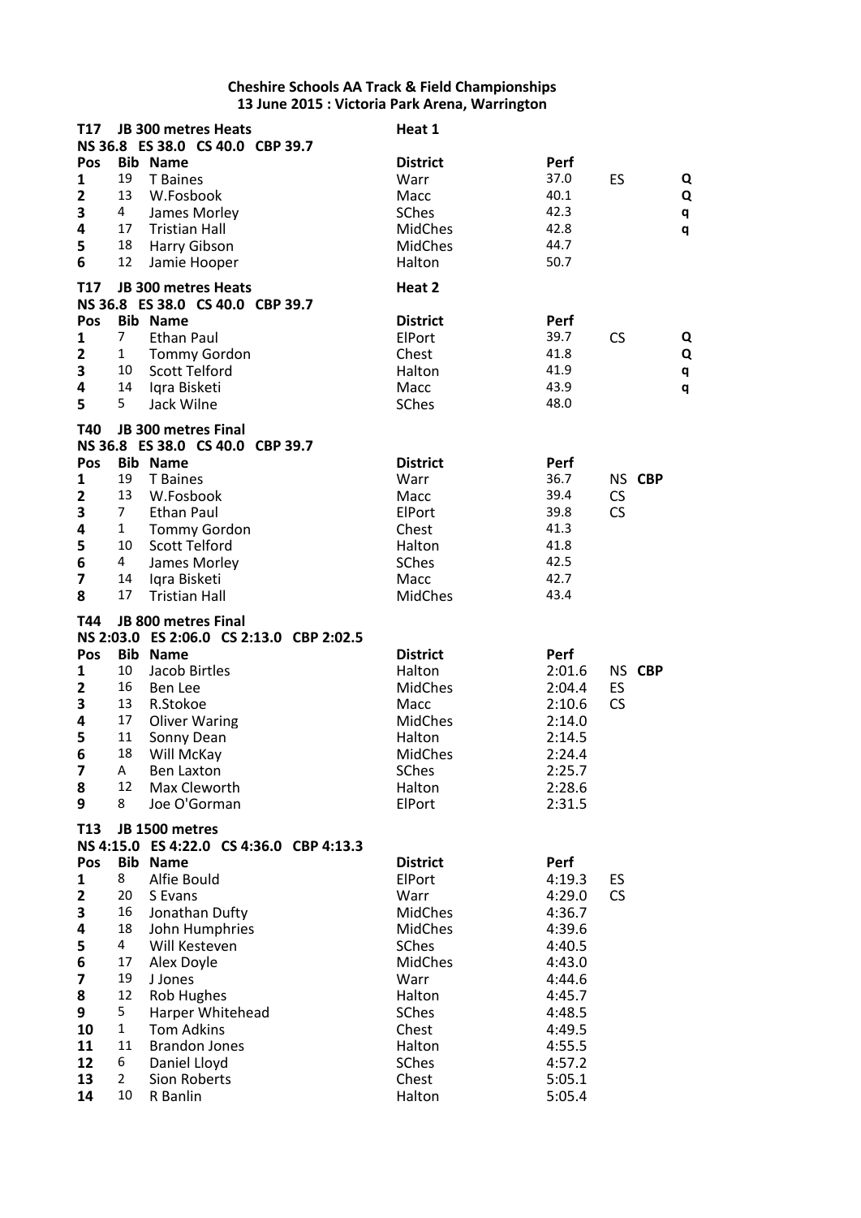**Cheshire Schools AA Track & Field Championships**
**13 June 2015 : Victoria Park Arena, Warrington**

**T17 JB 300 metres Heats** — **Heat 1**
**NS 36.8 ES 38.0 CS 40.0 CBP 39.7**

| Pos | Bib | Name | District | Perf | | |
|---|---|---|---|---|---|---|
| 1 | 19 | T Baines | Warr | 37.0 | ES | Q |
| 2 | 13 | W.Fosbook | Macc | 40.1 | | Q |
| 3 | 4 | James Morley | SChes | 42.3 | | q |
| 4 | 17 | Tristian Hall | MidChes | 42.8 | | q |
| 5 | 18 | Harry Gibson | MidChes | 44.7 | | |
| 6 | 12 | Jamie Hooper | Halton | 50.7 | | |

**T17 JB 300 metres Heats** — **Heat 2**
**NS 36.8 ES 38.0 CS 40.0 CBP 39.7**

| Pos | Bib | Name | District | Perf | | |
|---|---|---|---|---|---|---|
| 1 | 7 | Ethan Paul | ElPort | 39.7 | CS | Q |
| 2 | 1 | Tommy Gordon | Chest | 41.8 | | Q |
| 3 | 10 | Scott Telford | Halton | 41.9 | | q |
| 4 | 14 | Iqra Bisketi | Macc | 43.9 | | q |
| 5 | 5 | Jack Wilne | SChes | 48.0 | | |

**T40 JB 300 metres Final**
**NS 36.8 ES 38.0 CS 40.0 CBP 39.7**

| Pos | Bib | Name | District | Perf | | |
|---|---|---|---|---|---|---|
| 1 | 19 | T Baines | Warr | 36.7 | NS | **CBP** |
| 2 | 13 | W.Fosbook | Macc | 39.4 | CS | |
| 3 | 7 | Ethan Paul | ElPort | 39.8 | CS | |
| 4 | 1 | Tommy Gordon | Chest | 41.3 | | |
| 5 | 10 | Scott Telford | Halton | 41.8 | | |
| 6 | 4 | James Morley | SChes | 42.5 | | |
| 7 | 14 | Iqra Bisketi | Macc | 42.7 | | |
| 8 | 17 | Tristian Hall | MidChes | 43.4 | | |

**T44 JB 800 metres Final**
**NS 2:03.0 ES 2:06.0 CS 2:13.0 CBP 2:02.5**

| Pos | Bib | Name | District | Perf | | |
|---|---|---|---|---|---|---|
| 1 | 10 | Jacob Birtles | Halton | 2:01.6 | NS | **CBP** |
| 2 | 16 | Ben Lee | MidChes | 2:04.4 | ES | |
| 3 | 13 | R.Stokoe | Macc | 2:10.6 | CS | |
| 4 | 17 | Oliver Waring | MidChes | 2:14.0 | | |
| 5 | 11 | Sonny Dean | Halton | 2:14.5 | | |
| 6 | 18 | Will McKay | MidChes | 2:24.4 | | |
| 7 | A | Ben Laxton | SChes | 2:25.7 | | |
| 8 | 12 | Max Cleworth | Halton | 2:28.6 | | |
| 9 | 8 | Joe O'Gorman | ElPort | 2:31.5 | | |

**T13 JB 1500 metres**
**NS 4:15.0 ES 4:22.0 CS 4:36.0 CBP 4:13.3**

| Pos | Bib | Name | District | Perf | |
|---|---|---|---|---|---|
| 1 | 8 | Alfie Bould | ElPort | 4:19.3 | ES |
| 2 | 20 | S Evans | Warr | 4:29.0 | CS |
| 3 | 16 | Jonathan Dufty | MidChes | 4:36.7 | |
| 4 | 18 | John Humphries | MidChes | 4:39.6 | |
| 5 | 4 | Will Kesteven | SChes | 4:40.5 | |
| 6 | 17 | Alex Doyle | MidChes | 4:43.0 | |
| 7 | 19 | J Jones | Warr | 4:44.6 | |
| 8 | 12 | Rob Hughes | Halton | 4:45.7 | |
| 9 | 5 | Harper Whitehead | SChes | 4:48.5 | |
| 10 | 1 | Tom Adkins | Chest | 4:49.5 | |
| 11 | 11 | Brandon Jones | Halton | 4:55.5 | |
| 12 | 6 | Daniel Lloyd | SChes | 4:57.2 | |
| 13 | 2 | Sion Roberts | Chest | 5:05.1 | |
| 14 | 10 | R Banlin | Halton | 5:05.4 | |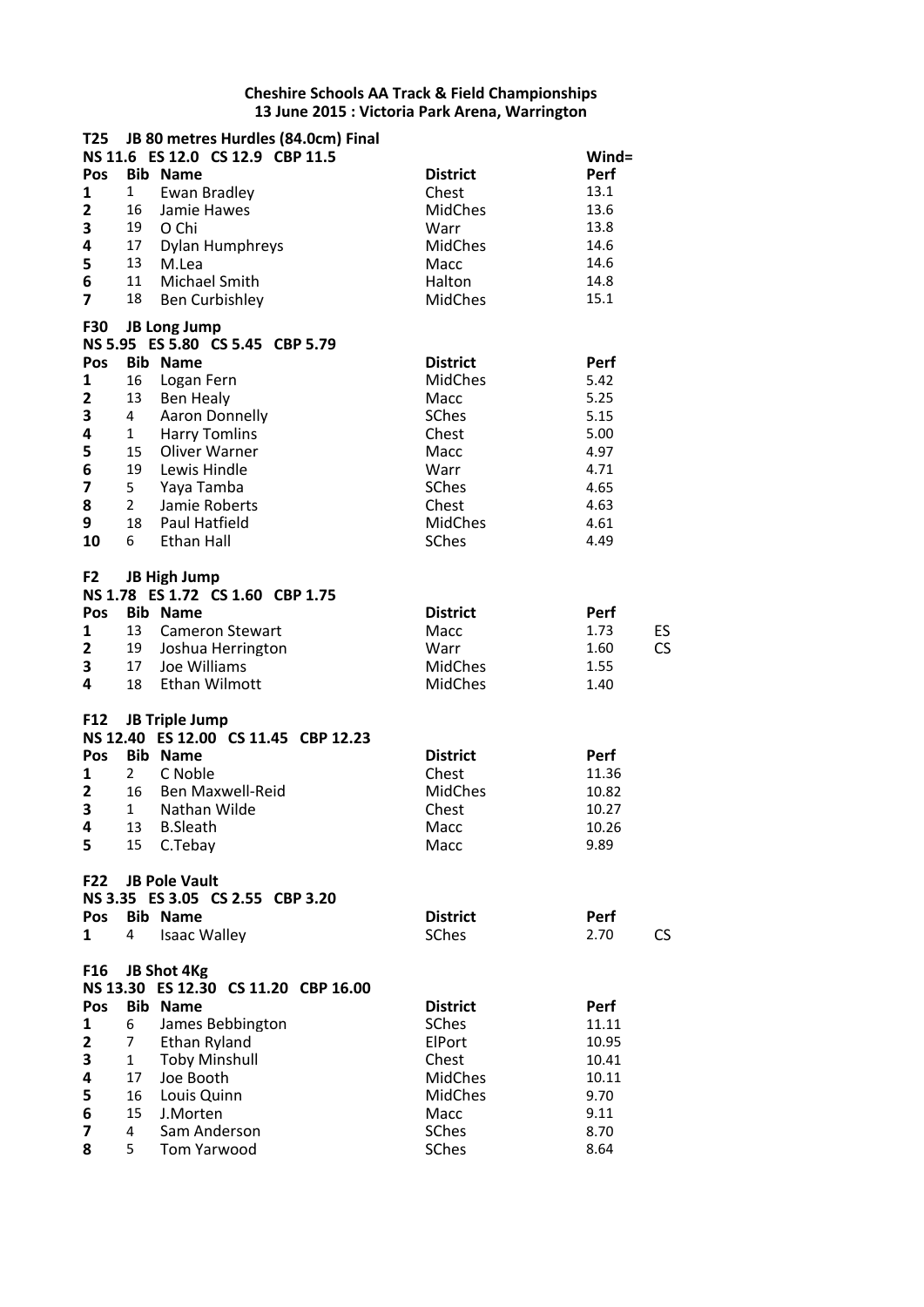**Cheshire Schools AA Track & Field Championships**
**13 June 2015 : Victoria Park Arena, Warrington**

**T25 JB 80 metres Hurdles (84.0cm) Final**
**NS 11.6 ES 12.0 CS 12.9 CBP 11.5**

| Pos | Bib | Name | District | Wind= Perf | |
|---|---|---|---|---|---|
| 1 | 1 | Ewan Bradley | Chest | 13.1 | |
| 2 | 16 | Jamie Hawes | MidChes | 13.6 | |
| 3 | 19 | O Chi | Warr | 13.8 | |
| 4 | 17 | Dylan Humphreys | MidChes | 14.6 | |
| 5 | 13 | M.Lea | Macc | 14.6 | |
| 6 | 11 | Michael Smith | Halton | 14.8 | |
| 7 | 18 | Ben Curbishley | MidChes | 15.1 | |

**F30 JB Long Jump**
**NS 5.95 ES 5.80 CS 5.45 CBP 5.79**

| Pos | Bib | Name | District | Perf | |
|---|---|---|---|---|---|
| 1 | 16 | Logan Fern | MidChes | 5.42 | |
| 2 | 13 | Ben Healy | Macc | 5.25 | |
| 3 | 4 | Aaron Donnelly | SChes | 5.15 | |
| 4 | 1 | Harry Tomlins | Chest | 5.00 | |
| 5 | 15 | Oliver Warner | Macc | 4.97 | |
| 6 | 19 | Lewis Hindle | Warr | 4.71 | |
| 7 | 5 | Yaya Tamba | SChes | 4.65 | |
| 8 | 2 | Jamie Roberts | Chest | 4.63 | |
| 9 | 18 | Paul Hatfield | MidChes | 4.61 | |
| 10 | 6 | Ethan Hall | SChes | 4.49 | |

**F2 JB High Jump**
**NS 1.78 ES 1.72 CS 1.60 CBP 1.75**

| Pos | Bib | Name | District | Perf | |
|---|---|---|---|---|---|
| 1 | 13 | Cameron Stewart | Macc | 1.73 | ES |
| 2 | 19 | Joshua Herrington | Warr | 1.60 | CS |
| 3 | 17 | Joe Williams | MidChes | 1.55 | |
| 4 | 18 | Ethan Wilmott | MidChes | 1.40 | |

**F12 JB Triple Jump**
**NS 12.40 ES 12.00 CS 11.45 CBP 12.23**

| Pos | Bib | Name | District | Perf | |
|---|---|---|---|---|---|
| 1 | 2 | C Noble | Chest | 11.36 | |
| 2 | 16 | Ben Maxwell-Reid | MidChes | 10.82 | |
| 3 | 1 | Nathan Wilde | Chest | 10.27 | |
| 4 | 13 | B.Sleath | Macc | 10.26 | |
| 5 | 15 | C.Tebay | Macc | 9.89 | |

**F22 JB Pole Vault**
**NS 3.35 ES 3.05 CS 2.55 CBP 3.20**

| Pos | Bib | Name | District | Perf | |
|---|---|---|---|---|---|
| 1 | 4 | Isaac Walley | SChes | 2.70 | CS |

**F16 JB Shot 4Kg**
**NS 13.30 ES 12.30 CS 11.20 CBP 16.00**

| Pos | Bib | Name | District | Perf | |
|---|---|---|---|---|---|
| 1 | 6 | James Bebbington | SChes | 11.11 | |
| 2 | 7 | Ethan Ryland | ElPort | 10.95 | |
| 3 | 1 | Toby Minshull | Chest | 10.41 | |
| 4 | 17 | Joe Booth | MidChes | 10.11 | |
| 5 | 16 | Louis Quinn | MidChes | 9.70 | |
| 6 | 15 | J.Morten | Macc | 9.11 | |
| 7 | 4 | Sam Anderson | SChes | 8.70 | |
| 8 | 5 | Tom Yarwood | SChes | 8.64 | |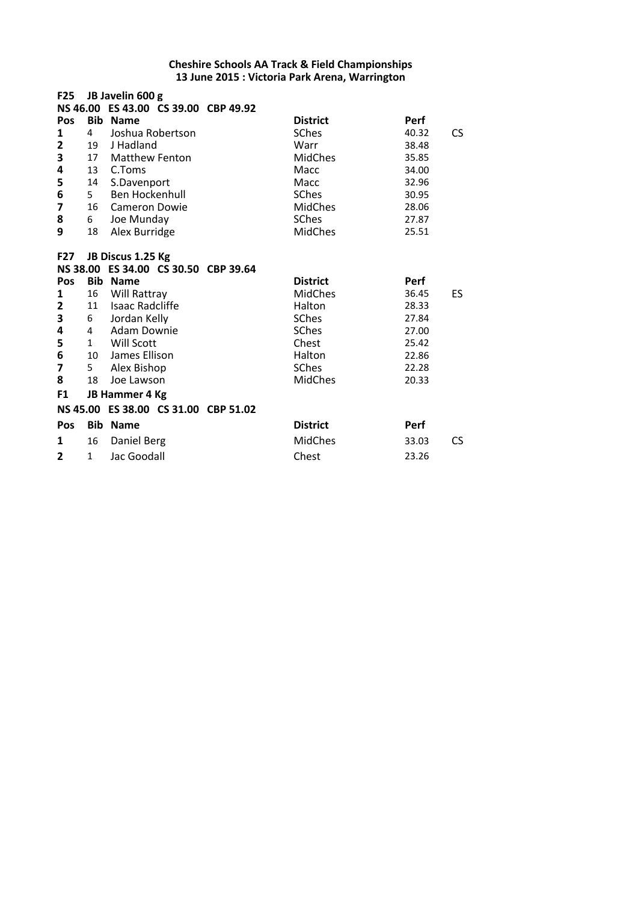**Cheshire Schools AA Track & Field Championships**
**13 June 2015 : Victoria Park Arena, Warrington**

**F25 JB Javelin 600 g**

**NS 46.00 ES 43.00 CS 39.00 CBP 49.92**

| Pos | Bib | Name | District | Perf | |
|---|---|---|---|---|---|
| 1 | 4 | Joshua Robertson | SChes | 40.32 | CS |
| 2 | 19 | J Hadland | Warr | 38.48 | |
| 3 | 17 | Matthew Fenton | MidChes | 35.85 | |
| 4 | 13 | C.Toms | Macc | 34.00 | |
| 5 | 14 | S.Davenport | Macc | 32.96 | |
| 6 | 5 | Ben Hockenhull | SChes | 30.95 | |
| 7 | 16 | Cameron Dowie | MidChes | 28.06 | |
| 8 | 6 | Joe Munday | SChes | 27.87 | |
| 9 | 18 | Alex Burridge | MidChes | 25.51 | |

**F27 JB Discus 1.25 Kg**

**NS 38.00 ES 34.00 CS 30.50 CBP 39.64**

| Pos | Bib | Name | District | Perf | |
|---|---|---|---|---|---|
| 1 | 16 | Will Rattray | MidChes | 36.45 | ES |
| 2 | 11 | Isaac Radcliffe | Halton | 28.33 | |
| 3 | 6 | Jordan Kelly | SChes | 27.84 | |
| 4 | 4 | Adam Downie | SChes | 27.00 | |
| 5 | 1 | Will Scott | Chest | 25.42 | |
| 6 | 10 | James Ellison | Halton | 22.86 | |
| 7 | 5 | Alex Bishop | SChes | 22.28 | |
| 8 | 18 | Joe Lawson | MidChes | 20.33 | |

**F1 JB Hammer 4 Kg**

**NS 45.00 ES 38.00 CS 31.00 CBP 51.02**

| Pos | Bib | Name | District | Perf | |
|---|---|---|---|---|---|
| 1 | 16 | Daniel Berg | MidChes | 33.03 | CS |
| 2 | 1 | Jac Goodall | Chest | 23.26 | |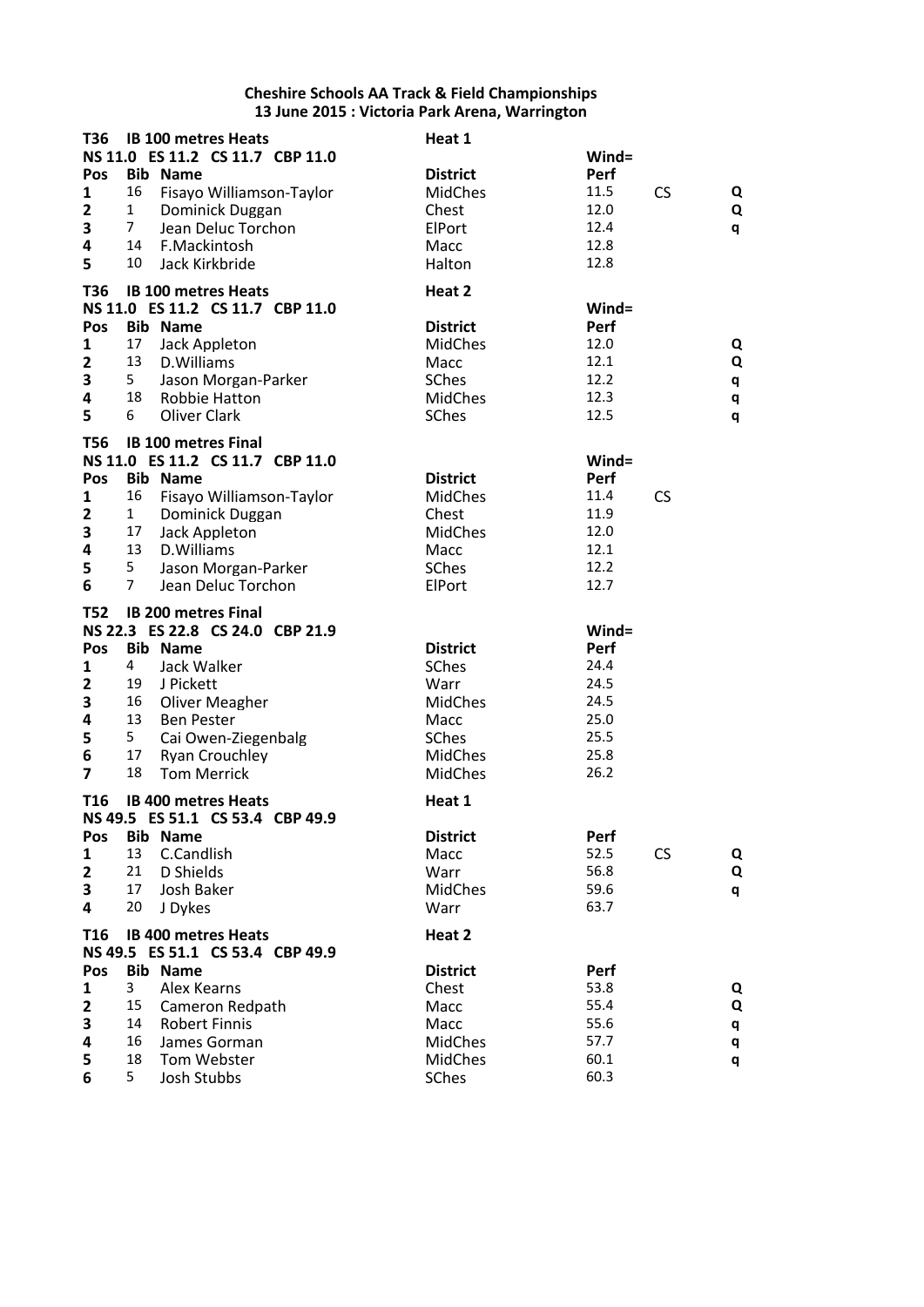# Cheshire Schools AA Track & Field Championships
## 13 June 2015 : Victoria Park Arena, Warrington

### T36 IB 100 metres Heats — Heat 1
NS 11.0 ES 11.2 CS 11.7 CBP 11.0

Wind=

| Pos | Bib | Name | District | Perf | | |
|---|---|---|---|---|---|---|
| 1 | 16 | Fisayo Williamson-Taylor | MidChes | 11.5 | CS | Q |
| 2 | 1 | Dominick Duggan | Chest | 12.0 | | Q |
| 3 | 7 | Jean Deluc Torchon | ElPort | 12.4 | | q |
| 4 | 14 | F.Mackintosh | Macc | 12.8 | | |
| 5 | 10 | Jack Kirkbride | Halton | 12.8 | | |

### T36 IB 100 metres Heats — Heat 2
NS 11.0 ES 11.2 CS 11.7 CBP 11.0

Wind=

| Pos | Bib | Name | District | Perf | | |
|---|---|---|---|---|---|---|
| 1 | 17 | Jack Appleton | MidChes | 12.0 | | Q |
| 2 | 13 | D.Williams | Macc | 12.1 | | Q |
| 3 | 5 | Jason Morgan-Parker | SChes | 12.2 | | q |
| 4 | 18 | Robbie Hatton | MidChes | 12.3 | | q |
| 5 | 6 | Oliver Clark | SChes | 12.5 | | q |

### T56 IB 100 metres Final
NS 11.0 ES 11.2 CS 11.7 CBP 11.0

Wind=

| Pos | Bib | Name | District | Perf | |
|---|---|---|---|---|---|
| 1 | 16 | Fisayo Williamson-Taylor | MidChes | 11.4 | CS |
| 2 | 1 | Dominick Duggan | Chest | 11.9 | |
| 3 | 17 | Jack Appleton | MidChes | 12.0 | |
| 4 | 13 | D.Williams | Macc | 12.1 | |
| 5 | 5 | Jason Morgan-Parker | SChes | 12.2 | |
| 6 | 7 | Jean Deluc Torchon | ElPort | 12.7 | |

### T52 IB 200 metres Final
NS 22.3 ES 22.8 CS 24.0 CBP 21.9

Wind=

| Pos | Bib | Name | District | Perf |
|---|---|---|---|---|
| 1 | 4 | Jack Walker | SChes | 24.4 |
| 2 | 19 | J Pickett | Warr | 24.5 |
| 3 | 16 | Oliver Meagher | MidChes | 24.5 |
| 4 | 13 | Ben Pester | Macc | 25.0 |
| 5 | 5 | Cai Owen-Ziegenbalg | SChes | 25.5 |
| 6 | 17 | Ryan Crouchley | MidChes | 25.8 |
| 7 | 18 | Tom Merrick | MidChes | 26.2 |

### T16 IB 400 metres Heats — Heat 1
NS 49.5 ES 51.1 CS 53.4 CBP 49.9

| Pos | Bib | Name | District | Perf | | |
|---|---|---|---|---|---|---|
| 1 | 13 | C.Candlish | Macc | 52.5 | CS | Q |
| 2 | 21 | D Shields | Warr | 56.8 | | Q |
| 3 | 17 | Josh Baker | MidChes | 59.6 | | q |
| 4 | 20 | J Dykes | Warr | 63.7 | | |

### T16 IB 400 metres Heats — Heat 2
NS 49.5 ES 51.1 CS 53.4 CBP 49.9

| Pos | Bib | Name | District | Perf | |
|---|---|---|---|---|---|
| 1 | 3 | Alex Kearns | Chest | 53.8 | Q |
| 2 | 15 | Cameron Redpath | Macc | 55.4 | Q |
| 3 | 14 | Robert Finnis | Macc | 55.6 | q |
| 4 | 16 | James Gorman | MidChes | 57.7 | q |
| 5 | 18 | Tom Webster | MidChes | 60.1 | q |
| 6 | 5 | Josh Stubbs | SChes | 60.3 | |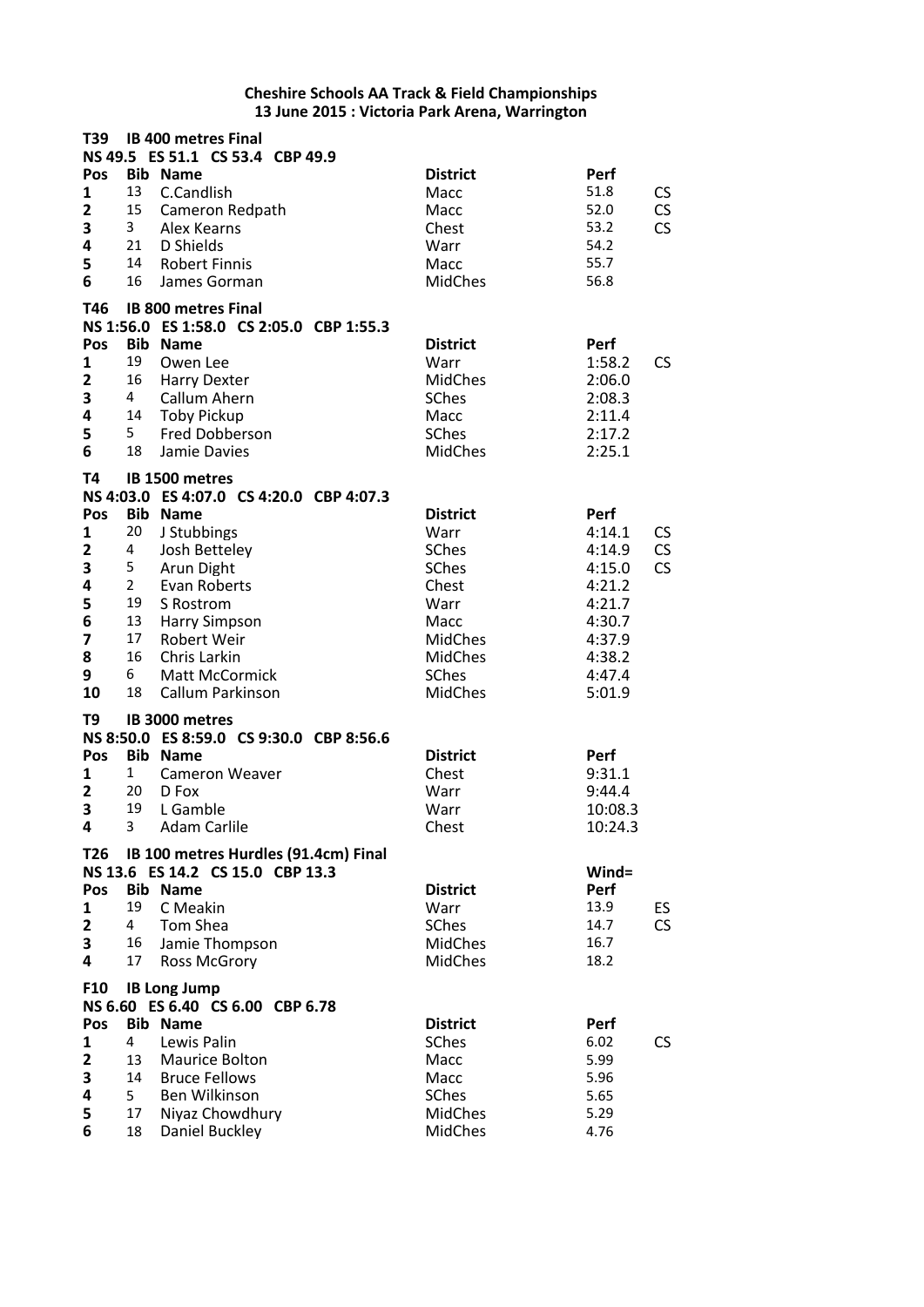**Cheshire Schools AA Track & Field Championships**
**13 June 2015 : Victoria Park Arena, Warrington**

**T39 IB 400 metres Final**
**NS 49.5 ES 51.1 CS 53.4 CBP 49.9**

| Pos | Bib | Name | District | Perf | |
|---|---|---|---|---|---|
| 1 | 13 | C.Candlish | Macc | 51.8 | CS |
| 2 | 15 | Cameron Redpath | Macc | 52.0 | CS |
| 3 | 3 | Alex Kearns | Chest | 53.2 | CS |
| 4 | 21 | D Shields | Warr | 54.2 | |
| 5 | 14 | Robert Finnis | Macc | 55.7 | |
| 6 | 16 | James Gorman | MidChes | 56.8 | |

**T46 IB 800 metres Final**
**NS 1:56.0 ES 1:58.0 CS 2:05.0 CBP 1:55.3**

| Pos | Bib | Name | District | Perf | |
|---|---|---|---|---|---|
| 1 | 19 | Owen Lee | Warr | 1:58.2 | CS |
| 2 | 16 | Harry Dexter | MidChes | 2:06.0 | |
| 3 | 4 | Callum Ahern | SChes | 2:08.3 | |
| 4 | 14 | Toby Pickup | Macc | 2:11.4 | |
| 5 | 5 | Fred Dobberson | SChes | 2:17.2 | |
| 6 | 18 | Jamie Davies | MidChes | 2:25.1 | |

**T4 IB 1500 metres**
**NS 4:03.0 ES 4:07.0 CS 4:20.0 CBP 4:07.3**

| Pos | Bib | Name | District | Perf | |
|---|---|---|---|---|---|
| 1 | 20 | J Stubbings | Warr | 4:14.1 | CS |
| 2 | 4 | Josh Betteley | SChes | 4:14.9 | CS |
| 3 | 5 | Arun Dight | SChes | 4:15.0 | CS |
| 4 | 2 | Evan Roberts | Chest | 4:21.2 | |
| 5 | 19 | S Rostrom | Warr | 4:21.7 | |
| 6 | 13 | Harry Simpson | Macc | 4:30.7 | |
| 7 | 17 | Robert Weir | MidChes | 4:37.9 | |
| 8 | 16 | Chris Larkin | MidChes | 4:38.2 | |
| 9 | 6 | Matt McCormick | SChes | 4:47.4 | |
| 10 | 18 | Callum Parkinson | MidChes | 5:01.9 | |

**T9 IB 3000 metres**
**NS 8:50.0 ES 8:59.0 CS 9:30.0 CBP 8:56.6**

| Pos | Bib | Name | District | Perf |
|---|---|---|---|---|
| 1 | 1 | Cameron Weaver | Chest | 9:31.1 |
| 2 | 20 | D Fox | Warr | 9:44.4 |
| 3 | 19 | L Gamble | Warr | 10:08.3 |
| 4 | 3 | Adam Carlile | Chest | 10:24.3 |

**T26 IB 100 metres Hurdles (91.4cm) Final**
**NS 13.6 ES 14.2 CS 15.0 CBP 13.3**

Wind=

| Pos | Bib | Name | District | Perf | |
|---|---|---|---|---|---|
| 1 | 19 | C Meakin | Warr | 13.9 | ES |
| 2 | 4 | Tom Shea | SChes | 14.7 | CS |
| 3 | 16 | Jamie Thompson | MidChes | 16.7 | |
| 4 | 17 | Ross McGrory | MidChes | 18.2 | |

**F10 IB Long Jump**
**NS 6.60 ES 6.40 CS 6.00 CBP 6.78**

| Pos | Bib | Name | District | Perf | |
|---|---|---|---|---|---|
| 1 | 4 | Lewis Palin | SChes | 6.02 | CS |
| 2 | 13 | Maurice Bolton | Macc | 5.99 | |
| 3 | 14 | Bruce Fellows | Macc | 5.96 | |
| 4 | 5 | Ben Wilkinson | SChes | 5.65 | |
| 5 | 17 | Niyaz Chowdhury | MidChes | 5.29 | |
| 6 | 18 | Daniel Buckley | MidChes | 4.76 | |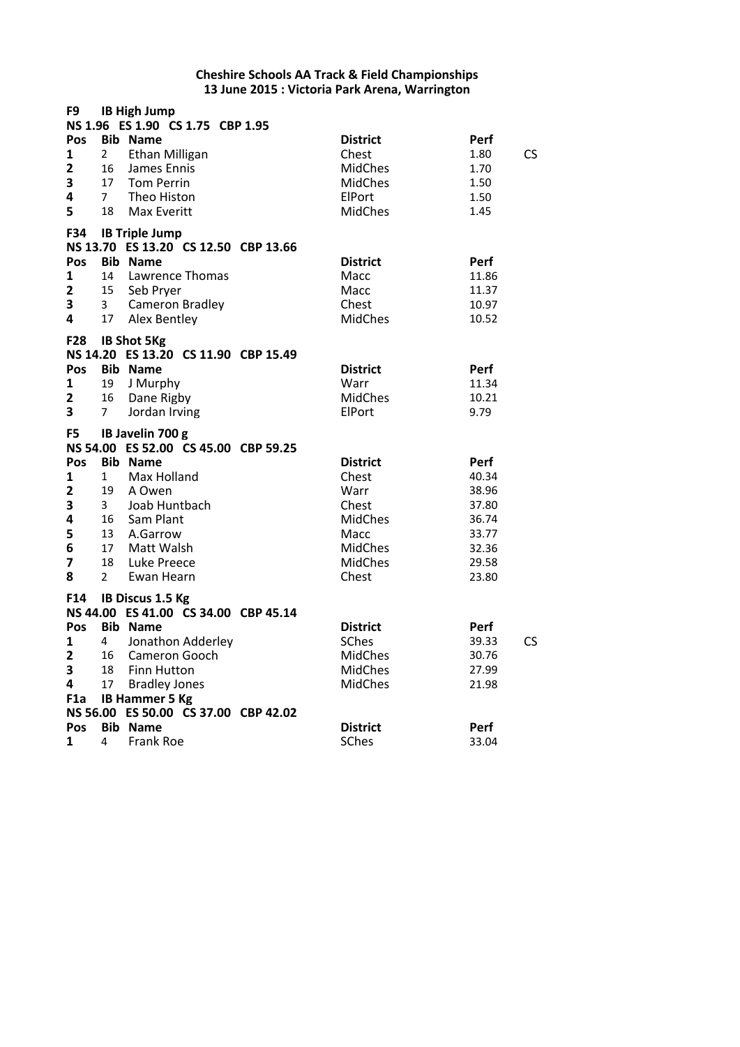**Cheshire Schools AA Track & Field Championships**
**13 June 2015 : Victoria Park Arena, Warrington**

**F9 IB High Jump**

**NS 1.96 ES 1.90 CS 1.75 CBP 1.95**

| Pos | Bib | Name | District | Perf | |
|---|---|---|---|---|---|
| 1 | 2 | Ethan Milligan | Chest | 1.80 | CS |
| 2 | 16 | James Ennis | MidChes | 1.70 | |
| 3 | 17 | Tom Perrin | MidChes | 1.50 | |
| 4 | 7 | Theo Histon | ElPort | 1.50 | |
| 5 | 18 | Max Everitt | MidChes | 1.45 | |

**F34 IB Triple Jump**

**NS 13.70 ES 13.20 CS 12.50 CBP 13.66**

| Pos | Bib | Name | District | Perf |
|---|---|---|---|---|
| 1 | 14 | Lawrence Thomas | Macc | 11.86 |
| 2 | 15 | Seb Pryer | Macc | 11.37 |
| 3 | 3 | Cameron Bradley | Chest | 10.97 |
| 4 | 17 | Alex Bentley | MidChes | 10.52 |

**F28 IB Shot 5Kg**

**NS 14.20 ES 13.20 CS 11.90 CBP 15.49**

| Pos | Bib | Name | District | Perf |
|---|---|---|---|---|
| 1 | 19 | J Murphy | Warr | 11.34 |
| 2 | 16 | Dane Rigby | MidChes | 10.21 |
| 3 | 7 | Jordan Irving | ElPort | 9.79 |

**F5 IB Javelin 700 g**

**NS 54.00 ES 52.00 CS 45.00 CBP 59.25**

| Pos | Bib | Name | District | Perf |
|---|---|---|---|---|
| 1 | 1 | Max Holland | Chest | 40.34 |
| 2 | 19 | A Owen | Warr | 38.96 |
| 3 | 3 | Joab Huntbach | Chest | 37.80 |
| 4 | 16 | Sam Plant | MidChes | 36.74 |
| 5 | 13 | A.Garrow | Macc | 33.77 |
| 6 | 17 | Matt Walsh | MidChes | 32.36 |
| 7 | 18 | Luke Preece | MidChes | 29.58 |
| 8 | 2 | Ewan Hearn | Chest | 23.80 |

**F14 IB Discus 1.5 Kg**

**NS 44.00 ES 41.00 CS 34.00 CBP 45.14**

| Pos | Bib | Name | District | Perf | |
|---|---|---|---|---|---|
| 1 | 4 | Jonathon Adderley | SChes | 39.33 | CS |
| 2 | 16 | Cameron Gooch | MidChes | 30.76 | |
| 3 | 18 | Finn Hutton | MidChes | 27.99 | |
| 4 | 17 | Bradley Jones | MidChes | 21.98 | |

**F1a IB Hammer 5 Kg**

**NS 56.00 ES 50.00 CS 37.00 CBP 42.02**

| Pos | Bib | Name | District | Perf |
|---|---|---|---|---|
| 1 | 4 | Frank Roe | SChes | 33.04 |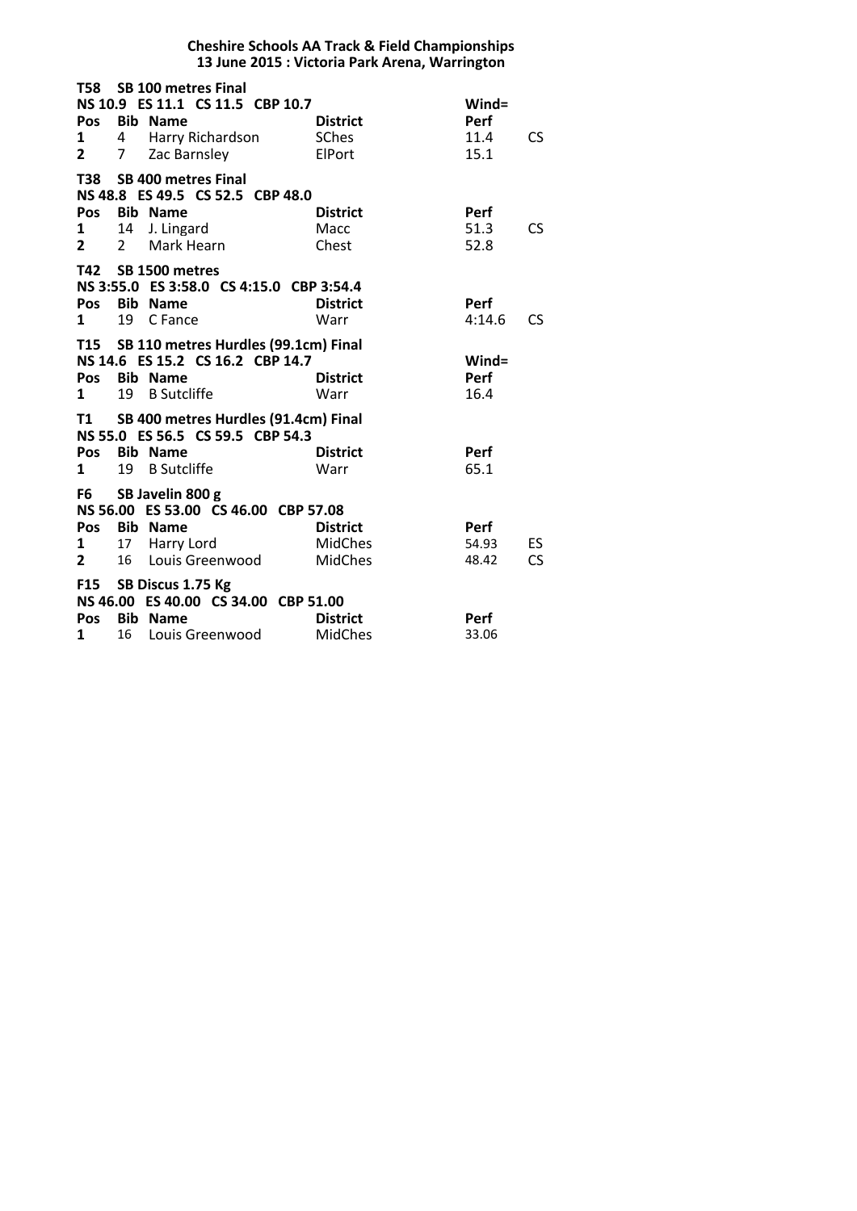**Cheshire Schools AA Track & Field Championships**
**13 June 2015 : Victoria Park Arena, Warrington**

**T58 SB 100 metres Final**
**NS 10.9 ES 11.1 CS 11.5 CBP 10.7** — **Wind=**

| Pos | Bib | Name | District | Perf | |
|---|---|---|---|---|---|
| 1 | 4 | Harry Richardson | SChes | 11.4 | CS |
| 2 | 7 | Zac Barnsley | ElPort | 15.1 | |

**T38 SB 400 metres Final**
**NS 48.8 ES 49.5 CS 52.5 CBP 48.0**

| Pos | Bib | Name | District | Perf | |
|---|---|---|---|---|---|
| 1 | 14 | J. Lingard | Macc | 51.3 | CS |
| 2 | 2 | Mark Hearn | Chest | 52.8 | |

**T42 SB 1500 metres**
**NS 3:55.0 ES 3:58.0 CS 4:15.0 CBP 3:54.4**

| Pos | Bib | Name | District | Perf | |
|---|---|---|---|---|---|
| 1 | 19 | C Fance | Warr | 4:14.6 | CS |

**T15 SB 110 metres Hurdles (99.1cm) Final**
**NS 14.6 ES 15.2 CS 16.2 CBP 14.7** — **Wind=**

| Pos | Bib | Name | District | Perf |
|---|---|---|---|---|
| 1 | 19 | B Sutcliffe | Warr | 16.4 |

**T1 SB 400 metres Hurdles (91.4cm) Final**
**NS 55.0 ES 56.5 CS 59.5 CBP 54.3**

| Pos | Bib | Name | District | Perf |
|---|---|---|---|---|
| 1 | 19 | B Sutcliffe | Warr | 65.1 |

**F6 SB Javelin 800 g**
**NS 56.00 ES 53.00 CS 46.00 CBP 57.08**

| Pos | Bib | Name | District | Perf | |
|---|---|---|---|---|---|
| 1 | 17 | Harry Lord | MidChes | 54.93 | ES |
| 2 | 16 | Louis Greenwood | MidChes | 48.42 | CS |

**F15 SB Discus 1.75 Kg**
**NS 46.00 ES 40.00 CS 34.00 CBP 51.00**

| Pos | Bib | Name | District | Perf |
|---|---|---|---|---|
| 1 | 16 | Louis Greenwood | MidChes | 33.06 |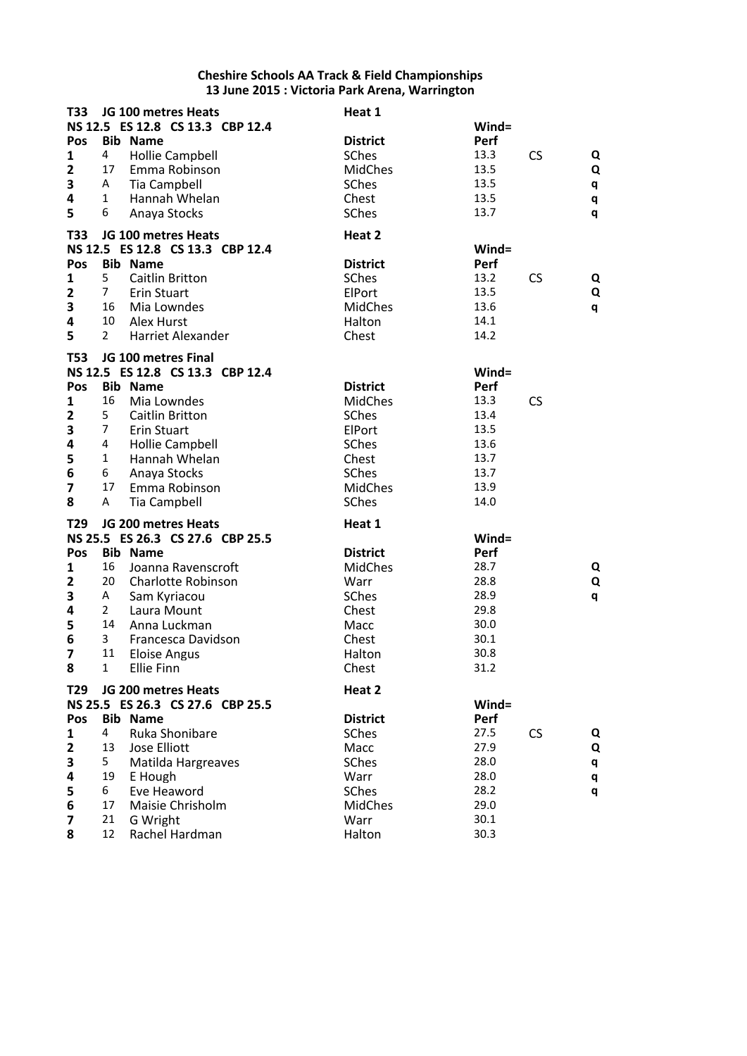**Cheshire Schools AA Track & Field Championships**
**13 June 2015 : Victoria Park Arena, Warrington**

**T33 JG 100 metres Heats** — **Heat 1**

**NS 12.5 ES 12.8 CS 13.3 CBP 12.4** — **Wind=**

| Pos | Bib | Name | District | Perf | | |
|---|---|---|---|---|---|---|
| 1 | 4 | Hollie Campbell | SChes | 13.3 | CS | Q |
| 2 | 17 | Emma Robinson | MidChes | 13.5 | | Q |
| 3 | A | Tia Campbell | SChes | 13.5 | | q |
| 4 | 1 | Hannah Whelan | Chest | 13.5 | | q |
| 5 | 6 | Anaya Stocks | SChes | 13.7 | | q |

**T33 JG 100 metres Heats** — **Heat 2**

**NS 12.5 ES 12.8 CS 13.3 CBP 12.4** — **Wind=**

| Pos | Bib | Name | District | Perf | | |
|---|---|---|---|---|---|---|
| 1 | 5 | Caitlin Britton | SChes | 13.2 | CS | Q |
| 2 | 7 | Erin Stuart | ElPort | 13.5 | | Q |
| 3 | 16 | Mia Lowndes | MidChes | 13.6 | | q |
| 4 | 10 | Alex Hurst | Halton | 14.1 | | |
| 5 | 2 | Harriet Alexander | Chest | 14.2 | | |

**T53 JG 100 metres Final**

**NS 12.5 ES 12.8 CS 13.3 CBP 12.4** — **Wind=**

| Pos | Bib | Name | District | Perf | |
|---|---|---|---|---|---|
| 1 | 16 | Mia Lowndes | MidChes | 13.3 | CS |
| 2 | 5 | Caitlin Britton | SChes | 13.4 | |
| 3 | 7 | Erin Stuart | ElPort | 13.5 | |
| 4 | 4 | Hollie Campbell | SChes | 13.6 | |
| 5 | 1 | Hannah Whelan | Chest | 13.7 | |
| 6 | 6 | Anaya Stocks | SChes | 13.7 | |
| 7 | 17 | Emma Robinson | MidChes | 13.9 | |
| 8 | A | Tia Campbell | SChes | 14.0 | |

**T29 JG 200 metres Heats** — **Heat 1**

**NS 25.5 ES 26.3 CS 27.6 CBP 25.5** — **Wind=**

| Pos | Bib | Name | District | Perf | | |
|---|---|---|---|---|---|---|
| 1 | 16 | Joanna Ravenscroft | MidChes | 28.7 | | Q |
| 2 | 20 | Charlotte Robinson | Warr | 28.8 | | Q |
| 3 | A | Sam Kyriacou | SChes | 28.9 | | q |
| 4 | 2 | Laura Mount | Chest | 29.8 | | |
| 5 | 14 | Anna Luckman | Macc | 30.0 | | |
| 6 | 3 | Francesca Davidson | Chest | 30.1 | | |
| 7 | 11 | Eloise Angus | Halton | 30.8 | | |
| 8 | 1 | Ellie Finn | Chest | 31.2 | | |

**T29 JG 200 metres Heats** — **Heat 2**

**NS 25.5 ES 26.3 CS 27.6 CBP 25.5** — **Wind=**

| Pos | Bib | Name | District | Perf | | |
|---|---|---|---|---|---|---|
| 1 | 4 | Ruka Shonibare | SChes | 27.5 | CS | Q |
| 2 | 13 | Jose Elliott | Macc | 27.9 | | Q |
| 3 | 5 | Matilda Hargreaves | SChes | 28.0 | | q |
| 4 | 19 | E Hough | Warr | 28.0 | | q |
| 5 | 6 | Eve Heaword | SChes | 28.2 | | q |
| 6 | 17 | Maisie Chrisholm | MidChes | 29.0 | | |
| 7 | 21 | G Wright | Warr | 30.1 | | |
| 8 | 12 | Rachel Hardman | Halton | 30.3 | | |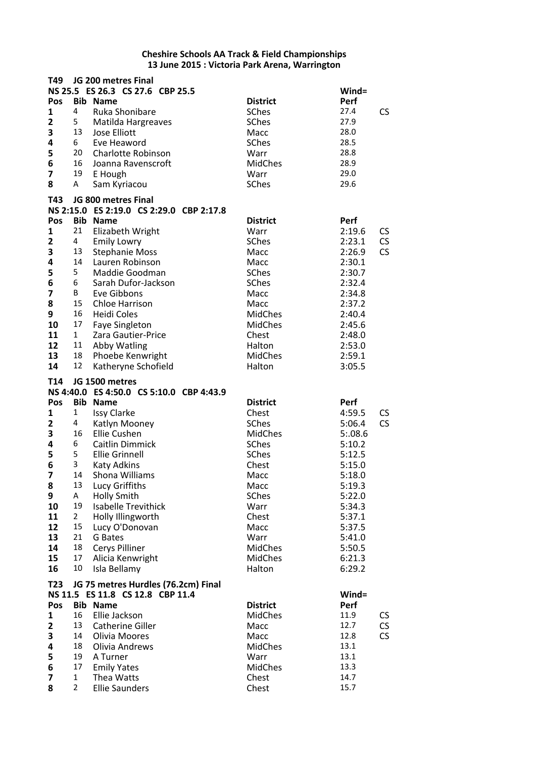**Cheshire Schools AA Track & Field Championships**
**13 June 2015 : Victoria Park Arena, Warrington**

**T49 JG 200 metres Final**
**NS 25.5 ES 26.3 CS 27.6 CBP 25.5** Wind=

| Pos | Bib | Name | District | Perf | |
|---|---|---|---|---|---|
| 1 | 4 | Ruka Shonibare | SChes | 27.4 | CS |
| 2 | 5 | Matilda Hargreaves | SChes | 27.9 | |
| 3 | 13 | Jose Elliott | Macc | 28.0 | |
| 4 | 6 | Eve Heaword | SChes | 28.5 | |
| 5 | 20 | Charlotte Robinson | Warr | 28.8 | |
| 6 | 16 | Joanna Ravenscroft | MidChes | 28.9 | |
| 7 | 19 | E Hough | Warr | 29.0 | |
| 8 | A | Sam Kyriacou | SChes | 29.6 | |

**T43 JG 800 metres Final**
**NS 2:15.0 ES 2:19.0 CS 2:29.0 CBP 2:17.8**

| Pos | Bib | Name | District | Perf | |
|---|---|---|---|---|---|
| 1 | 21 | Elizabeth Wright | Warr | 2:19.6 | CS |
| 2 | 4 | Emily Lowry | SChes | 2:23.1 | CS |
| 3 | 13 | Stephanie Moss | Macc | 2:26.9 | CS |
| 4 | 14 | Lauren Robinson | Macc | 2:30.1 | |
| 5 | 5 | Maddie Goodman | SChes | 2:30.7 | |
| 6 | 6 | Sarah Dufor-Jackson | SChes | 2:32.4 | |
| 7 | B | Eve Gibbons | Macc | 2:34.8 | |
| 8 | 15 | Chloe Harrison | Macc | 2:37.2 | |
| 9 | 16 | Heidi Coles | MidChes | 2:40.4 | |
| 10 | 17 | Faye Singleton | MidChes | 2:45.6 | |
| 11 | 1 | Zara Gautier-Price | Chest | 2:48.0 | |
| 12 | 11 | Abby Watling | Halton | 2:53.0 | |
| 13 | 18 | Phoebe Kenwright | MidChes | 2:59.1 | |
| 14 | 12 | Katheryne Schofield | Halton | 3:05.5 | |

**T14 JG 1500 metres**
**NS 4:40.0 ES 4:50.0 CS 5:10.0 CBP 4:43.9**

| Pos | Bib | Name | District | Perf | |
|---|---|---|---|---|---|
| 1 | 1 | Issy Clarke | Chest | 4:59.5 | CS |
| 2 | 4 | Katlyn Mooney | SChes | 5:06.4 | CS |
| 3 | 16 | Ellie Cushen | MidChes | 5:.08.6 | |
| 4 | 6 | Caitlin Dimmick | SChes | 5:10.2 | |
| 5 | 5 | Ellie Grinnell | SChes | 5:12.5 | |
| 6 | 3 | Katy Adkins | Chest | 5:15.0 | |
| 7 | 14 | Shona Williams | Macc | 5:18.0 | |
| 8 | 13 | Lucy Griffiths | Macc | 5:19.3 | |
| 9 | A | Holly Smith | SChes | 5:22.0 | |
| 10 | 19 | Isabelle Trevithick | Warr | 5:34.3 | |
| 11 | 2 | Holly Illingworth | Chest | 5:37.1 | |
| 12 | 15 | Lucy O'Donovan | Macc | 5:37.5 | |
| 13 | 21 | G Bates | Warr | 5:41.0 | |
| 14 | 18 | Cerys Pilliner | MidChes | 5:50.5 | |
| 15 | 17 | Alicia Kenwright | MidChes | 6:21.3 | |
| 16 | 10 | Isla Bellamy | Halton | 6:29.2 | |

**T23 JG 75 metres Hurdles (76.2cm) Final**
**NS 11.5 ES 11.8 CS 12.8 CBP 11.4** Wind=

| Pos | Bib | Name | District | Perf | |
|---|---|---|---|---|---|
| 1 | 16 | Ellie Jackson | MidChes | 11.9 | CS |
| 2 | 13 | Catherine Giller | Macc | 12.7 | CS |
| 3 | 14 | Olivia Moores | Macc | 12.8 | CS |
| 4 | 18 | Olivia Andrews | MidChes | 13.1 | |
| 5 | 19 | A Turner | Warr | 13.1 | |
| 6 | 17 | Emily Yates | MidChes | 13.3 | |
| 7 | 1 | Thea Watts | Chest | 14.7 | |
| 8 | 2 | Ellie Saunders | Chest | 15.7 | |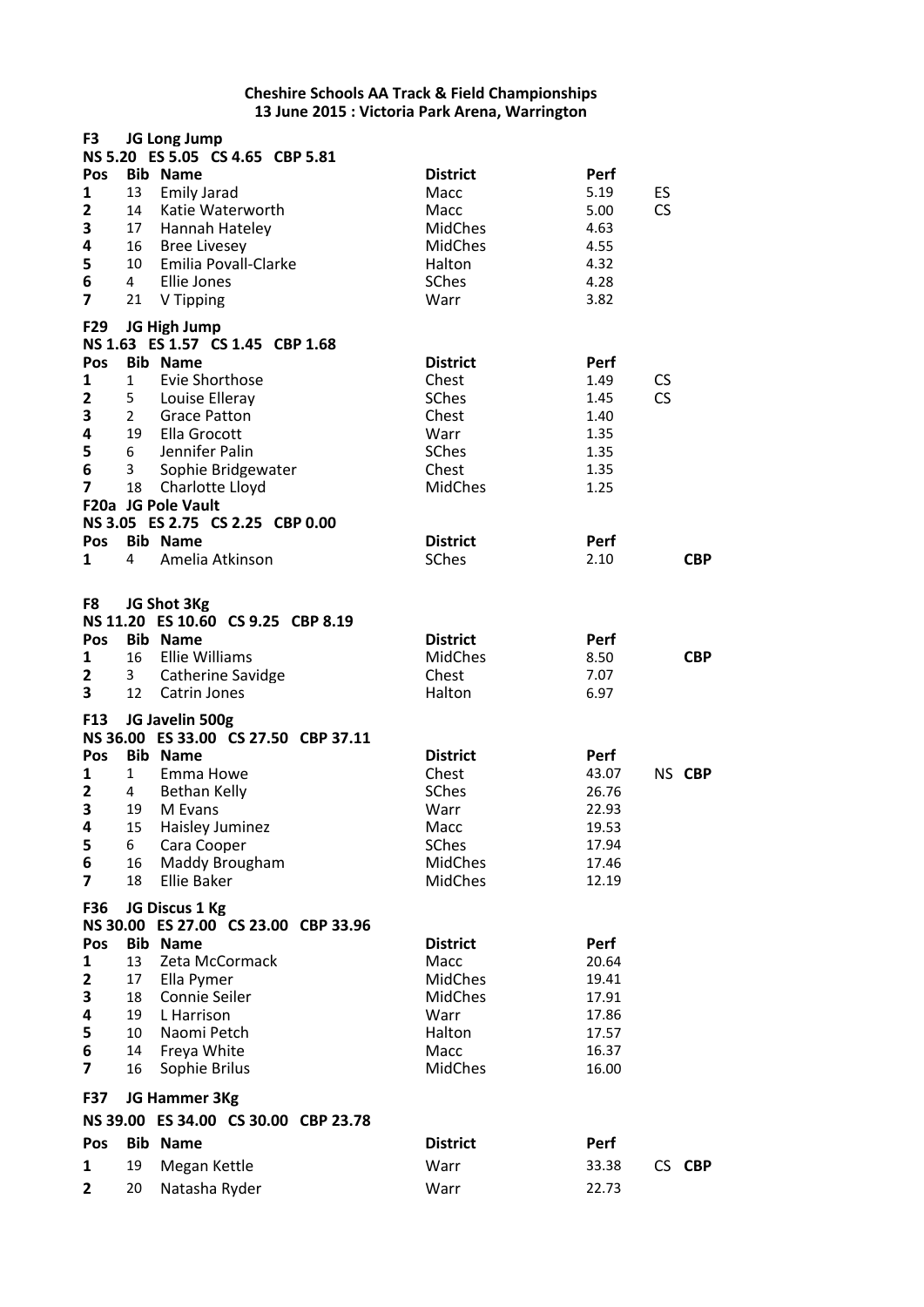**Cheshire Schools AA Track & Field Championships**
**13 June 2015 : Victoria Park Arena, Warrington**

### F3 JG Long Jump

NS 5.20 ES 5.05 CS 4.65 CBP 5.81

| Pos | Bib | Name | District | Perf | | |
|---|---|---|---|---|---|---|
| 1 | 13 | Emily Jarad | Macc | 5.19 | ES | |
| 2 | 14 | Katie Waterworth | Macc | 5.00 | CS | |
| 3 | 17 | Hannah Hateley | MidChes | 4.63 | | |
| 4 | 16 | Bree Livesey | MidChes | 4.55 | | |
| 5 | 10 | Emilia Povall-Clarke | Halton | 4.32 | | |
| 6 | 4 | Ellie Jones | SChes | 4.28 | | |
| 7 | 21 | V Tipping | Warr | 3.82 | | |

### F29 JG High Jump

NS 1.63 ES 1.57 CS 1.45 CBP 1.68

| Pos | Bib | Name | District | Perf | | |
|---|---|---|---|---|---|---|
| 1 | 1 | Evie Shorthose | Chest | 1.49 | CS | |
| 2 | 5 | Louise Elleray | SChes | 1.45 | CS | |
| 3 | 2 | Grace Patton | Chest | 1.40 | | |
| 4 | 19 | Ella Grocott | Warr | 1.35 | | |
| 5 | 6 | Jennifer Palin | SChes | 1.35 | | |
| 6 | 3 | Sophie Bridgewater | Chest | 1.35 | | |
| 7 | 18 | Charlotte Lloyd | MidChes | 1.25 | | |

### F20a JG Pole Vault

NS 3.05 ES 2.75 CS 2.25 CBP 0.00

| Pos | Bib | Name | District | Perf | | |
|---|---|---|---|---|---|---|
| 1 | 4 | Amelia Atkinson | SChes | 2.10 | | **CBP** |

### F8 JG Shot 3Kg

NS 11.20 ES 10.60 CS 9.25 CBP 8.19

| Pos | Bib | Name | District | Perf | | |
|---|---|---|---|---|---|---|
| 1 | 16 | Ellie Williams | MidChes | 8.50 | | **CBP** |
| 2 | 3 | Catherine Savidge | Chest | 7.07 | | |
| 3 | 12 | Catrin Jones | Halton | 6.97 | | |

### F13 JG Javelin 500g

NS 36.00 ES 33.00 CS 27.50 CBP 37.11

| Pos | Bib | Name | District | Perf | | |
|---|---|---|---|---|---|---|
| 1 | 1 | Emma Howe | Chest | 43.07 | NS | **CBP** |
| 2 | 4 | Bethan Kelly | SChes | 26.76 | | |
| 3 | 19 | M Evans | Warr | 22.93 | | |
| 4 | 15 | Haisley Juminez | Macc | 19.53 | | |
| 5 | 6 | Cara Cooper | SChes | 17.94 | | |
| 6 | 16 | Maddy Brougham | MidChes | 17.46 | | |
| 7 | 18 | Ellie Baker | MidChes | 12.19 | | |

### F36 JG Discus 1 Kg

NS 30.00 ES 27.00 CS 23.00 CBP 33.96

| Pos | Bib | Name | District | Perf | | |
|---|---|---|---|---|---|---|
| 1 | 13 | Zeta McCormack | Macc | 20.64 | | |
| 2 | 17 | Ella Pymer | MidChes | 19.41 | | |
| 3 | 18 | Connie Seiler | MidChes | 17.91 | | |
| 4 | 19 | L Harrison | Warr | 17.86 | | |
| 5 | 10 | Naomi Petch | Halton | 17.57 | | |
| 6 | 14 | Freya White | Macc | 16.37 | | |
| 7 | 16 | Sophie Brilus | MidChes | 16.00 | | |

### F37 JG Hammer 3Kg

NS 39.00 ES 34.00 CS 30.00 CBP 23.78

| Pos | Bib | Name | District | Perf | | |
|---|---|---|---|---|---|---|
| 1 | 19 | Megan Kettle | Warr | 33.38 | CS | **CBP** |
| 2 | 20 | Natasha Ryder | Warr | 22.73 | | |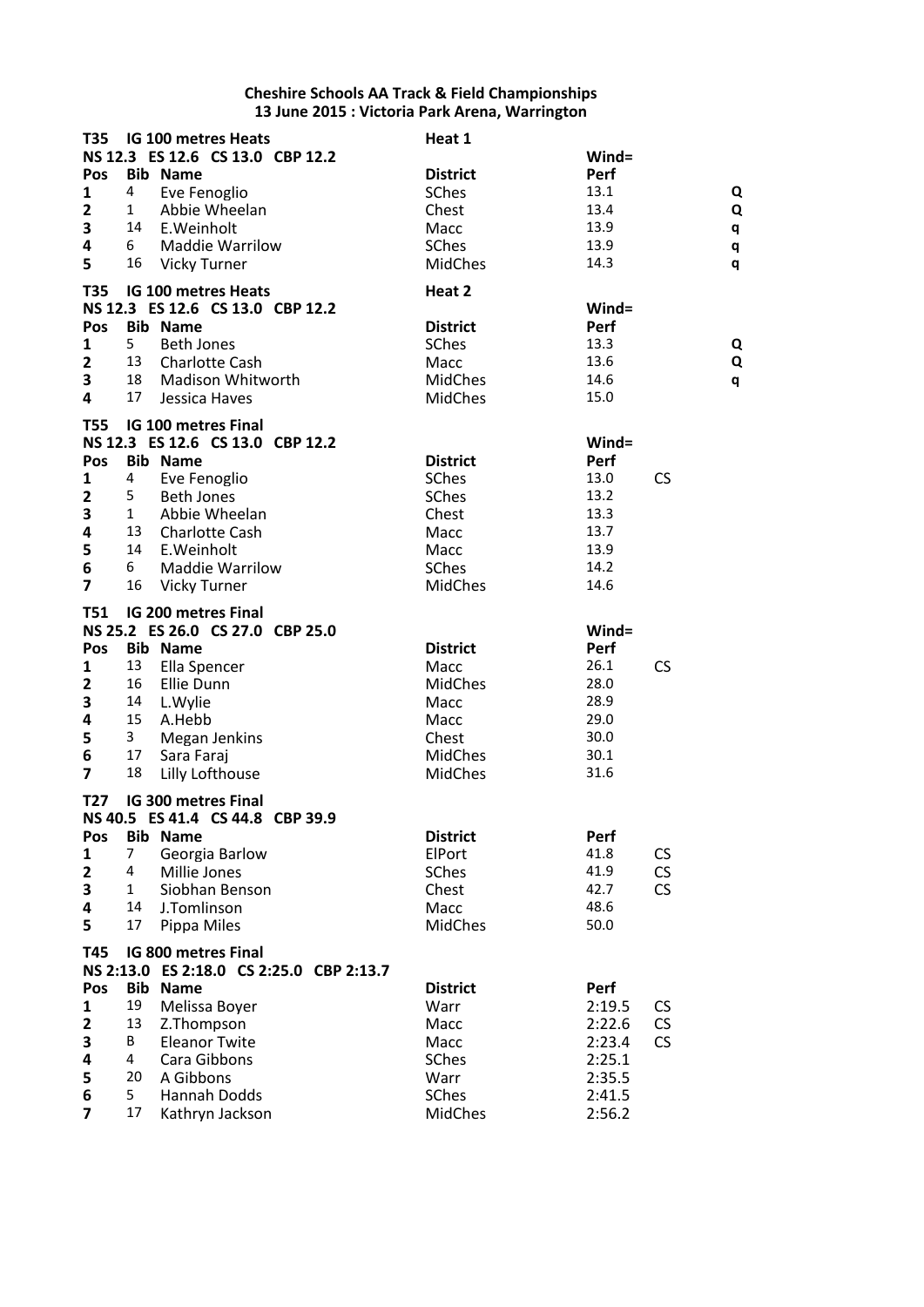**Cheshire Schools AA Track & Field Championships**
**13 June 2015 : Victoria Park Arena, Warrington**

**T35 IG 100 metres Heats** — **Heat 1**
**NS 12.3 ES 12.6 CS 13.0 CBP 12.2** — **Wind=**

| Pos | Bib | Name | District | Perf | | |
|---|---|---|---|---|---|---|
| 1 | 4 | Eve Fenoglio | SChes | 13.1 | | Q |
| 2 | 1 | Abbie Wheelan | Chest | 13.4 | | Q |
| 3 | 14 | E.Weinholt | Macc | 13.9 | | q |
| 4 | 6 | Maddie Warrilow | SChes | 13.9 | | q |
| 5 | 16 | Vicky Turner | MidChes | 14.3 | | q |

**T35 IG 100 metres Heats** — **Heat 2**
**NS 12.3 ES 12.6 CS 13.0 CBP 12.2** — **Wind=**

| Pos | Bib | Name | District | Perf | | |
|---|---|---|---|---|---|---|
| 1 | 5 | Beth Jones | SChes | 13.3 | | Q |
| 2 | 13 | Charlotte Cash | Macc | 13.6 | | Q |
| 3 | 18 | Madison Whitworth | MidChes | 14.6 | | q |
| 4 | 17 | Jessica Haves | MidChes | 15.0 | | |

**T55 IG 100 metres Final**
**NS 12.3 ES 12.6 CS 13.0 CBP 12.2** — **Wind=**

| Pos | Bib | Name | District | Perf | |
|---|---|---|---|---|---|
| 1 | 4 | Eve Fenoglio | SChes | 13.0 | CS |
| 2 | 5 | Beth Jones | SChes | 13.2 | |
| 3 | 1 | Abbie Wheelan | Chest | 13.3 | |
| 4 | 13 | Charlotte Cash | Macc | 13.7 | |
| 5 | 14 | E.Weinholt | Macc | 13.9 | |
| 6 | 6 | Maddie Warrilow | SChes | 14.2 | |
| 7 | 16 | Vicky Turner | MidChes | 14.6 | |

**T51 IG 200 metres Final**
**NS 25.2 ES 26.0 CS 27.0 CBP 25.0** — **Wind=**

| Pos | Bib | Name | District | Perf | |
|---|---|---|---|---|---|
| 1 | 13 | Ella Spencer | Macc | 26.1 | CS |
| 2 | 16 | Ellie Dunn | MidChes | 28.0 | |
| 3 | 14 | L.Wylie | Macc | 28.9 | |
| 4 | 15 | A.Hebb | Macc | 29.0 | |
| 5 | 3 | Megan Jenkins | Chest | 30.0 | |
| 6 | 17 | Sara Faraj | MidChes | 30.1 | |
| 7 | 18 | Lilly Lofthouse | MidChes | 31.6 | |

**T27 IG 300 metres Final**
**NS 40.5 ES 41.4 CS 44.8 CBP 39.9**

| Pos | Bib | Name | District | Perf | |
|---|---|---|---|---|---|
| 1 | 7 | Georgia Barlow | ElPort | 41.8 | CS |
| 2 | 4 | Millie Jones | SChes | 41.9 | CS |
| 3 | 1 | Siobhan Benson | Chest | 42.7 | CS |
| 4 | 14 | J.Tomlinson | Macc | 48.6 | |
| 5 | 17 | Pippa Miles | MidChes | 50.0 | |

**T45 IG 800 metres Final**
**NS 2:13.0 ES 2:18.0 CS 2:25.0 CBP 2:13.7**

| Pos | Bib | Name | District | Perf | |
|---|---|---|---|---|---|
| 1 | 19 | Melissa Boyer | Warr | 2:19.5 | CS |
| 2 | 13 | Z.Thompson | Macc | 2:22.6 | CS |
| 3 | B | Eleanor Twite | Macc | 2:23.4 | CS |
| 4 | 4 | Cara Gibbons | SChes | 2:25.1 | |
| 5 | 20 | A Gibbons | Warr | 2:35.5 | |
| 6 | 5 | Hannah Dodds | SChes | 2:41.5 | |
| 7 | 17 | Kathryn Jackson | MidChes | 2:56.2 | |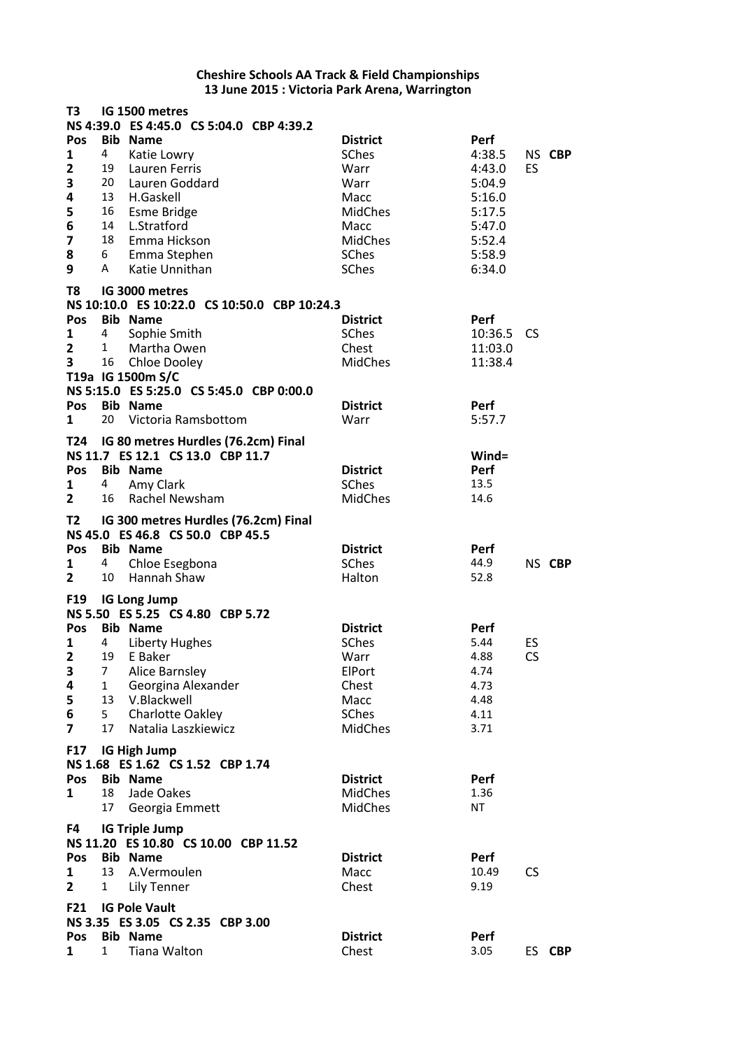**Cheshire Schools AA Track & Field Championships**
**13 June 2015 : Victoria Park Arena, Warrington**

**T3 IG 1500 metres**
**NS 4:39.0 ES 4:45.0 CS 5:04.0 CBP 4:39.2**

| Pos | Bib | Name | District | Perf | |
|---|---|---|---|---|---|
| 1 | 4 | Katie Lowry | SChes | 4:38.5 | NS **CBP** |
| 2 | 19 | Lauren Ferris | Warr | 4:43.0 | ES |
| 3 | 20 | Lauren Goddard | Warr | 5:04.9 | |
| 4 | 13 | H.Gaskell | Macc | 5:16.0 | |
| 5 | 16 | Esme Bridge | MidChes | 5:17.5 | |
| 6 | 14 | L.Stratford | Macc | 5:47.0 | |
| 7 | 18 | Emma Hickson | MidChes | 5:52.4 | |
| 8 | 6 | Emma Stephen | SChes | 5:58.9 | |
| 9 | A | Katie Unnithan | SChes | 6:34.0 | |

**T8 IG 3000 metres**
**NS 10:10.0 ES 10:22.0 CS 10:50.0 CBP 10:24.3**

| Pos | Bib | Name | District | Perf | |
|---|---|---|---|---|---|
| 1 | 4 | Sophie Smith | SChes | 10:36.5 | CS |
| 2 | 1 | Martha Owen | Chest | 11:03.0 | |
| 3 | 16 | Chloe Dooley | MidChes | 11:38.4 | |

**T19a IG 1500m S/C**
**NS 5:15.0 ES 5:25.0 CS 5:45.0 CBP 0:00.0**

| Pos | Bib | Name | District | Perf |
|---|---|---|---|---|
| 1 | 20 | Victoria Ramsbottom | Warr | 5:57.7 |

**T24 IG 80 metres Hurdles (76.2cm) Final**
**NS 11.7 ES 12.1 CS 13.0 CBP 11.7** — **Wind=**

| Pos | Bib | Name | District | Perf |
|---|---|---|---|---|
| 1 | 4 | Amy Clark | SChes | 13.5 |
| 2 | 16 | Rachel Newsham | MidChes | 14.6 |

**T2 IG 300 metres Hurdles (76.2cm) Final**
**NS 45.0 ES 46.8 CS 50.0 CBP 45.5**

| Pos | Bib | Name | District | Perf | |
|---|---|---|---|---|---|
| 1 | 4 | Chloe Esegbona | SChes | 44.9 | NS **CBP** |
| 2 | 10 | Hannah Shaw | Halton | 52.8 | |

**F19 IG Long Jump**
**NS 5.50 ES 5.25 CS 4.80 CBP 5.72**

| Pos | Bib | Name | District | Perf | |
|---|---|---|---|---|---|
| 1 | 4 | Liberty Hughes | SChes | 5.44 | ES |
| 2 | 19 | E Baker | Warr | 4.88 | CS |
| 3 | 7 | Alice Barnsley | ElPort | 4.74 | |
| 4 | 1 | Georgina Alexander | Chest | 4.73 | |
| 5 | 13 | V.Blackwell | Macc | 4.48 | |
| 6 | 5 | Charlotte Oakley | SChes | 4.11 | |
| 7 | 17 | Natalia Laszkiewicz | MidChes | 3.71 | |

**F17 IG High Jump**
**NS 1.68 ES 1.62 CS 1.52 CBP 1.74**

| Pos | Bib | Name | District | Perf |
|---|---|---|---|---|
| 1 | 18 | Jade Oakes | MidChes | 1.36 |
| | 17 | Georgia Emmett | MidChes | NT |

**F4 IG Triple Jump**
**NS 11.20 ES 10.80 CS 10.00 CBP 11.52**

| Pos | Bib | Name | District | Perf | |
|---|---|---|---|---|---|
| 1 | 13 | A.Vermoulen | Macc | 10.49 | CS |
| 2 | 1 | Lily Tenner | Chest | 9.19 | |

**F21 IG Pole Vault**
**NS 3.35 ES 3.05 CS 2.35 CBP 3.00**

| Pos | Bib | Name | District | Perf | |
|---|---|---|---|---|---|
| 1 | 1 | Tiana Walton | Chest | 3.05 | ES **CBP** |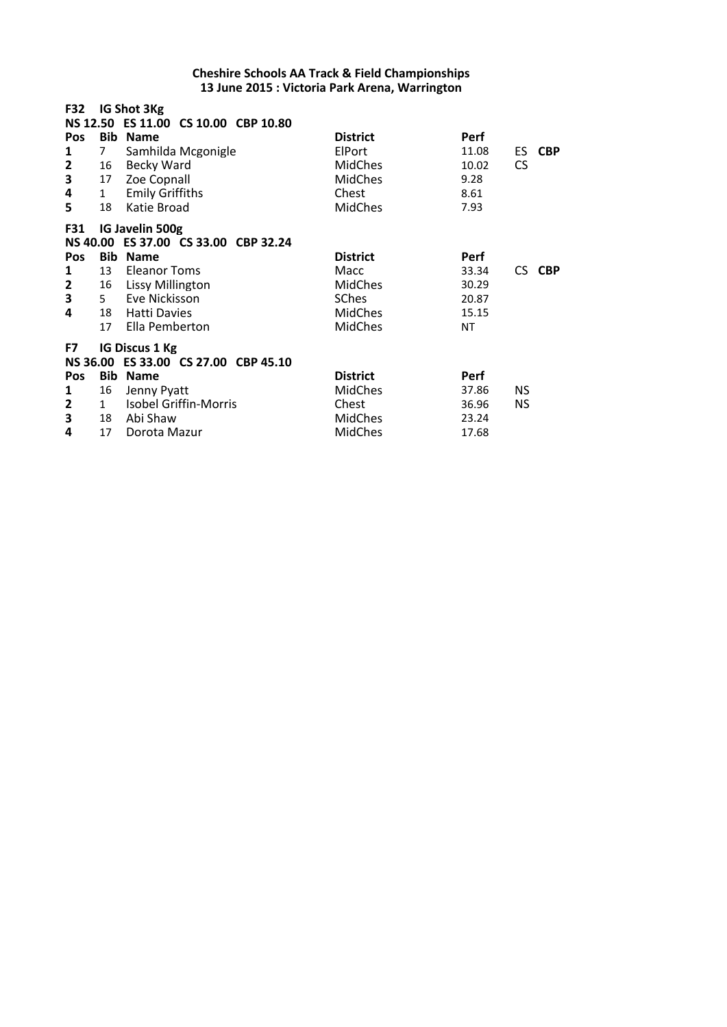**Cheshire Schools AA Track & Field Championships**
**13 June 2015 : Victoria Park Arena, Warrington**

**F32 IG Shot 3Kg**

**NS 12.50 ES 11.00 CS 10.00 CBP 10.80**

| Pos | Bib | Name | District | Perf | | |
|---|---|---|---|---|---|---|
| 1 | 7 | Samhilda Mcgonigle | ElPort | 11.08 | ES | **CBP** |
| 2 | 16 | Becky Ward | MidChes | 10.02 | CS | |
| 3 | 17 | Zoe Copnall | MidChes | 9.28 | | |
| 4 | 1 | Emily Griffiths | Chest | 8.61 | | |
| 5 | 18 | Katie Broad | MidChes | 7.93 | | |

**F31 IG Javelin 500g**

**NS 40.00 ES 37.00 CS 33.00 CBP 32.24**

| Pos | Bib | Name | District | Perf | | |
|---|---|---|---|---|---|---|
| 1 | 13 | Eleanor Toms | Macc | 33.34 | CS | **CBP** |
| 2 | 16 | Lissy Millington | MidChes | 30.29 | | |
| 3 | 5 | Eve Nickisson | SChes | 20.87 | | |
| 4 | 18 | Hatti Davies | MidChes | 15.15 | | |
| | 17 | Ella Pemberton | MidChes | NT | | |

**F7 IG Discus 1 Kg**

**NS 36.00 ES 33.00 CS 27.00 CBP 45.10**

| Pos | Bib | Name | District | Perf | |
|---|---|---|---|---|---|
| 1 | 16 | Jenny Pyatt | MidChes | 37.86 | NS |
| 2 | 1 | Isobel Griffin-Morris | Chest | 36.96 | NS |
| 3 | 18 | Abi Shaw | MidChes | 23.24 | |
| 4 | 17 | Dorota Mazur | MidChes | 17.68 | |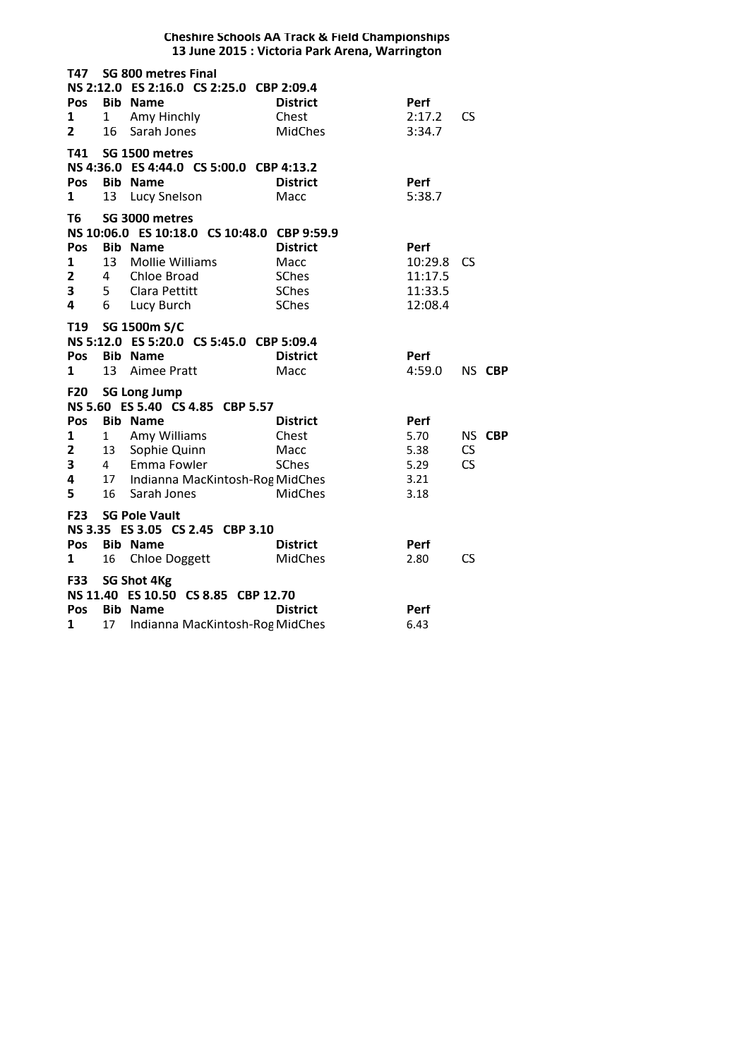**Cheshire Schools AA Track & Field Championships**
**13 June 2015 : Victoria Park Arena, Warrington**

**T47 SG 800 metres Final**
**NS 2:12.0 ES 2:16.0 CS 2:25.0 CBP 2:09.4**

| Pos | Bib | Name | District | Perf | | |
|---|---|---|---|---|---|---|
| 1 | 1 | Amy Hinchly | Chest | 2:17.2 | CS | |
| 2 | 16 | Sarah Jones | MidChes | 3:34.7 | | |

**T41 SG 1500 metres**
**NS 4:36.0 ES 4:44.0 CS 5:00.0 CBP 4:13.2**

| Pos | Bib | Name | District | Perf | | |
|---|---|---|---|---|---|---|
| 1 | 13 | Lucy Snelson | Macc | 5:38.7 | | |

**T6 SG 3000 metres**
**NS 10:06.0 ES 10:18.0 CS 10:48.0 CBP 9:59.9**

| Pos | Bib | Name | District | Perf | | |
|---|---|---|---|---|---|---|
| 1 | 13 | Mollie Williams | Macc | 10:29.8 | CS | |
| 2 | 4 | Chloe Broad | SChes | 11:17.5 | | |
| 3 | 5 | Clara Pettitt | SChes | 11:33.5 | | |
| 4 | 6 | Lucy Burch | SChes | 12:08.4 | | |

**T19 SG 1500m S/C**
**NS 5:12.0 ES 5:20.0 CS 5:45.0 CBP 5:09.4**

| Pos | Bib | Name | District | Perf | | |
|---|---|---|---|---|---|---|
| 1 | 13 | Aimee Pratt | Macc | 4:59.0 | NS | **CBP** |

**F20 SG Long Jump**
**NS 5.60 ES 5.40 CS 4.85 CBP 5.57**

| Pos | Bib | Name | District | Perf | | |
|---|---|---|---|---|---|---|
| 1 | 1 | Amy Williams | Chest | 5.70 | NS | **CBP** |
| 2 | 13 | Sophie Quinn | Macc | 5.38 | CS | |
| 3 | 4 | Emma Fowler | SChes | 5.29 | CS | |
| 4 | 17 | Indianna MacKintosh-Rog | MidChes | 3.21 | | |
| 5 | 16 | Sarah Jones | MidChes | 3.18 | | |

**F23 SG Pole Vault**
**NS 3.35 ES 3.05 CS 2.45 CBP 3.10**

| Pos | Bib | Name | District | Perf | | |
|---|---|---|---|---|---|---|
| 1 | 16 | Chloe Doggett | MidChes | 2.80 | CS | |

**F33 SG Shot 4Kg**
**NS 11.40 ES 10.50 CS 8.85 CBP 12.70**

| Pos | Bib | Name | District | Perf | | |
|---|---|---|---|---|---|---|
| 1 | 17 | Indianna MacKintosh-Rog | MidChes | 6.43 | | |